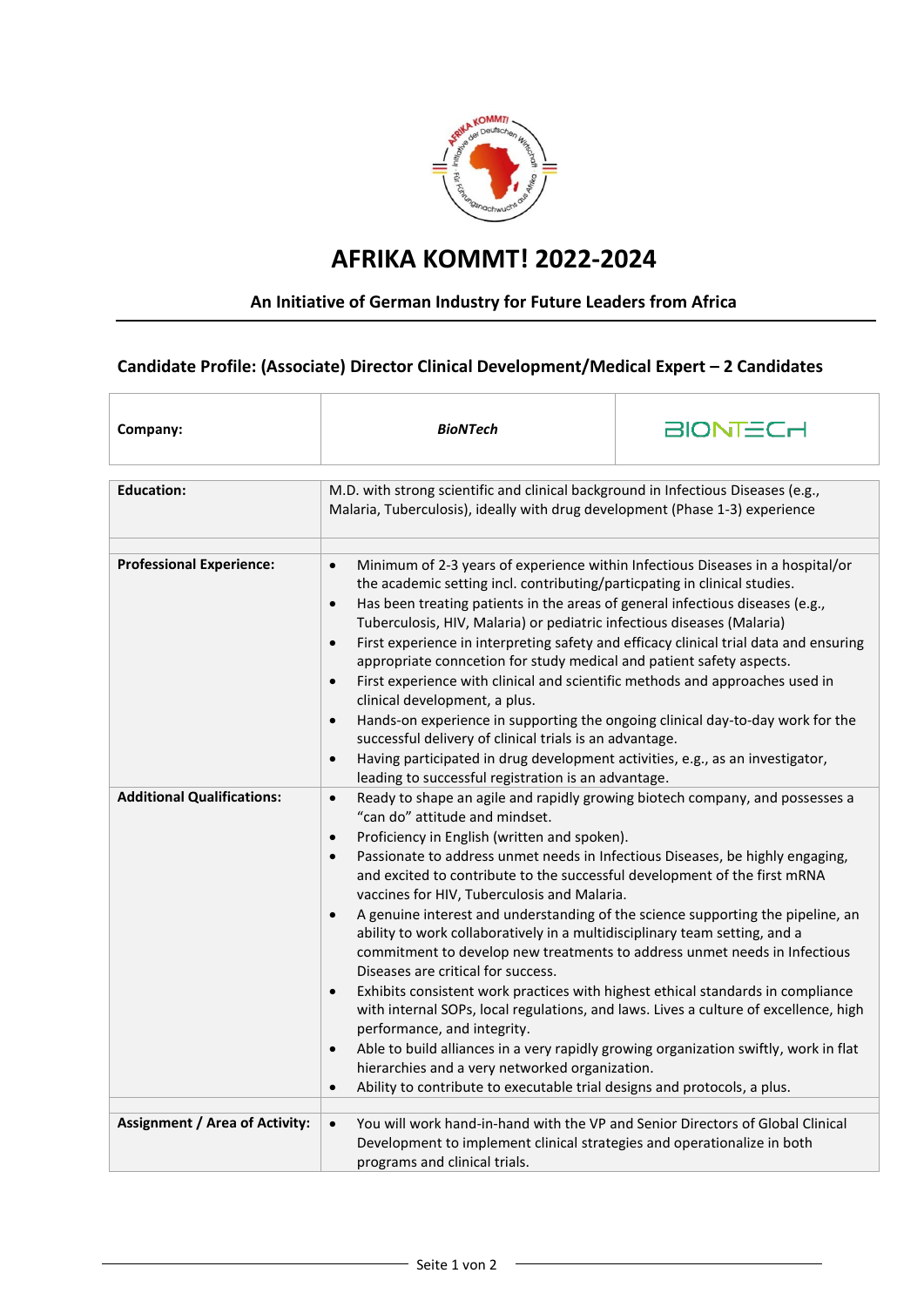# AFRIKA KOMMT! 2022-2024

**An Initiative of German Industry for Future Leaders from Africa**

## Candidate Profile: (Associate) Director Clinical Development/Medical Expert – 2 Candidates

| **Company:** | ***BioNTech*** | BIONTECH |
|---|---|---|

| | |
|---|---|
| **Education:** | M.D. with strong scientific and clinical background in Infectious Diseases (e.g., Malaria, Tuberculosis), ideally with drug development (Phase 1-3) experience |
| **Professional Experience:** | • Minimum of 2-3 years of experience within Infectious Diseases in a hospital/or the academic setting incl. contributing/particpating in clinical studies.<br>• Has been treating patients in the areas of general infectious diseases (e.g., Tuberculosis, HIV, Malaria) or pediatric infectious diseases (Malaria)<br>• First experience in interpreting safety and efficacy clinical trial data and ensuring appropriate conncetion for study medical and patient safety aspects.<br>• First experience with clinical and scientific methods and approaches used in clinical development, a plus.<br>• Hands-on experience in supporting the ongoing clinical day-to-day work for the successful delivery of clinical trials is an advantage.<br>• Having participated in drug development activities, e.g., as an investigator, leading to successful registration is an advantage. |
| **Additional Qualifications:** | • Ready to shape an agile and rapidly growing biotech company, and possesses a "can do" attitude and mindset.<br>• Proficiency in English (written and spoken).<br>• Passionate to address unmet needs in Infectious Diseases, be highly engaging, and excited to contribute to the successful development of the first mRNA vaccines for HIV, Tuberculosis and Malaria.<br>• A genuine interest and understanding of the science supporting the pipeline, an ability to work collaboratively in a multidisciplinary team setting, and a commitment to develop new treatments to address unmet needs in Infectious Diseases are critical for success.<br>• Exhibits consistent work practices with highest ethical standards in compliance with internal SOPs, local regulations, and laws. Lives a culture of excellence, high performance, and integrity.<br>• Able to build alliances in a very rapidly growing organization swiftly, work in flat hierarchies and a very networked organization.<br>• Ability to contribute to executable trial designs and protocols, a plus. |
| **Assignment / Area of Activity:** | • You will work hand-in-hand with the VP and Senior Directors of Global Clinical Development to implement clinical strategies and operationalize in both programs and clinical trials. |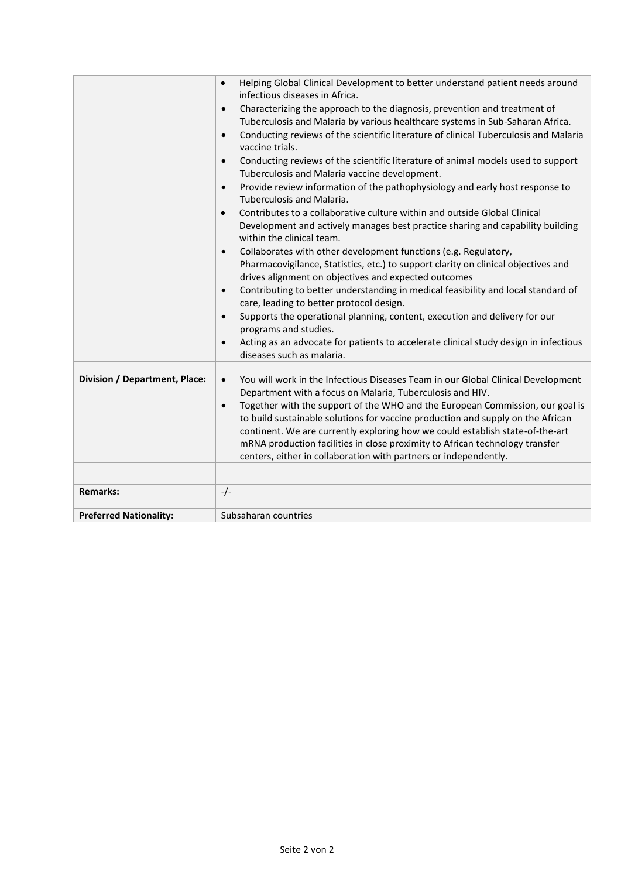| | |
|---|---|
| | <ul><li>Helping Global Clinical Development to better understand patient needs around infectious diseases in Africa.</li><li>Characterizing the approach to the diagnosis, prevention and treatment of Tuberculosis and Malaria by various healthcare systems in Sub-Saharan Africa.</li><li>Conducting reviews of the scientific literature of clinical Tuberculosis and Malaria vaccine trials.</li><li>Conducting reviews of the scientific literature of animal models used to support Tuberculosis and Malaria vaccine development.</li><li>Provide review information of the pathophysiology and early host response to Tuberculosis and Malaria.</li><li>Contributes to a collaborative culture within and outside Global Clinical Development and actively manages best practice sharing and capability building within the clinical team.</li><li>Collaborates with other development functions (e.g. Regulatory, Pharmacovigilance, Statistics, etc.) to support clarity on clinical objectives and drives alignment on objectives and expected outcomes</li><li>Contributing to better understanding in medical feasibility and local standard of care, leading to better protocol design.</li><li>Supports the operational planning, content, execution and delivery for our programs and studies.</li><li>Acting as an advocate for patients to accelerate clinical study design in infectious diseases such as malaria.</li></ul> |
| | |
| **Division / Department, Place:** | <ul><li>You will work in the Infectious Diseases Team in our Global Clinical Development Department with a focus on Malaria, Tuberculosis and HIV.</li><li>Together with the support of the WHO and the European Commission, our goal is to build sustainable solutions for vaccine production and supply on the African continent. We are currently exploring how we could establish state-of-the-art mRNA production facilities in close proximity to African technology transfer centers, either in collaboration with partners or independently.</li></ul> |
| | |
| | |
| **Remarks:** | -/- |
| | |
| **Preferred Nationality:** | Subsaharan countries |